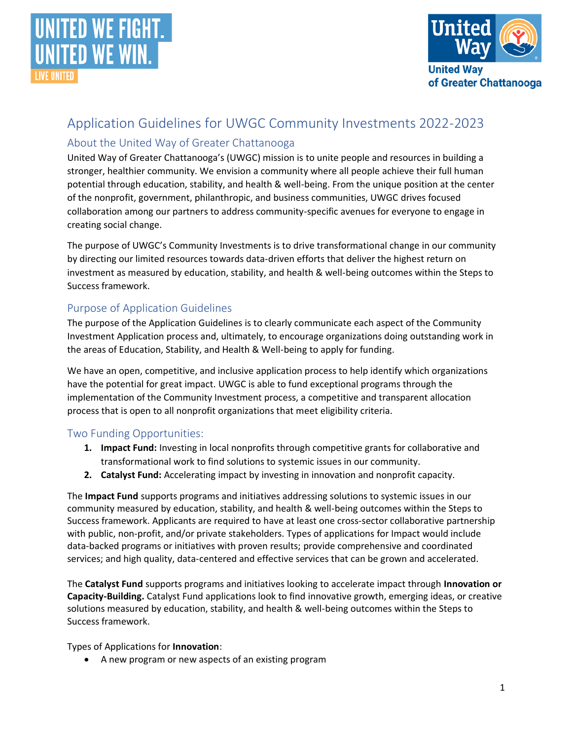UNITED WE FIGHT.
UNITED WE WIN.
LIVE UNITED

United Way of Greater Chattanooga

# Application Guidelines for UWGC Community Investments 2022-2023

## About the United Way of Greater Chattanooga

United Way of Greater Chattanooga's (UWGC) mission is to unite people and resources in building a stronger, healthier community. We envision a community where all people achieve their full human potential through education, stability, and health & well-being. From the unique position at the center of the nonprofit, government, philanthropic, and business communities, UWGC drives focused collaboration among our partners to address community-specific avenues for everyone to engage in creating social change.

The purpose of UWGC's Community Investments is to drive transformational change in our community by directing our limited resources towards data-driven efforts that deliver the highest return on investment as measured by education, stability, and health & well-being outcomes within the Steps to Success framework.

## Purpose of Application Guidelines

The purpose of the Application Guidelines is to clearly communicate each aspect of the Community Investment Application process and, ultimately, to encourage organizations doing outstanding work in the areas of Education, Stability, and Health & Well-being to apply for funding.

We have an open, competitive, and inclusive application process to help identify which organizations have the potential for great impact. UWGC is able to fund exceptional programs through the implementation of the Community Investment process, a competitive and transparent allocation process that is open to all nonprofit organizations that meet eligibility criteria.

## Two Funding Opportunities:

1. **Impact Fund:** Investing in local nonprofits through competitive grants for collaborative and transformational work to find solutions to systemic issues in our community.
2. **Catalyst Fund:** Accelerating impact by investing in innovation and nonprofit capacity.

The **Impact Fund** supports programs and initiatives addressing solutions to systemic issues in our community measured by education, stability, and health & well-being outcomes within the Steps to Success framework. Applicants are required to have at least one cross-sector collaborative partnership with public, non-profit, and/or private stakeholders. Types of applications for Impact would include data-backed programs or initiatives with proven results; provide comprehensive and coordinated services; and high quality, data-centered and effective services that can be grown and accelerated.

The **Catalyst Fund** supports programs and initiatives looking to accelerate impact through **Innovation or Capacity-Building.** Catalyst Fund applications look to find innovative growth, emerging ideas, or creative solutions measured by education, stability, and health & well-being outcomes within the Steps to Success framework.

Types of Applications for **Innovation**:

- A new program or new aspects of an existing program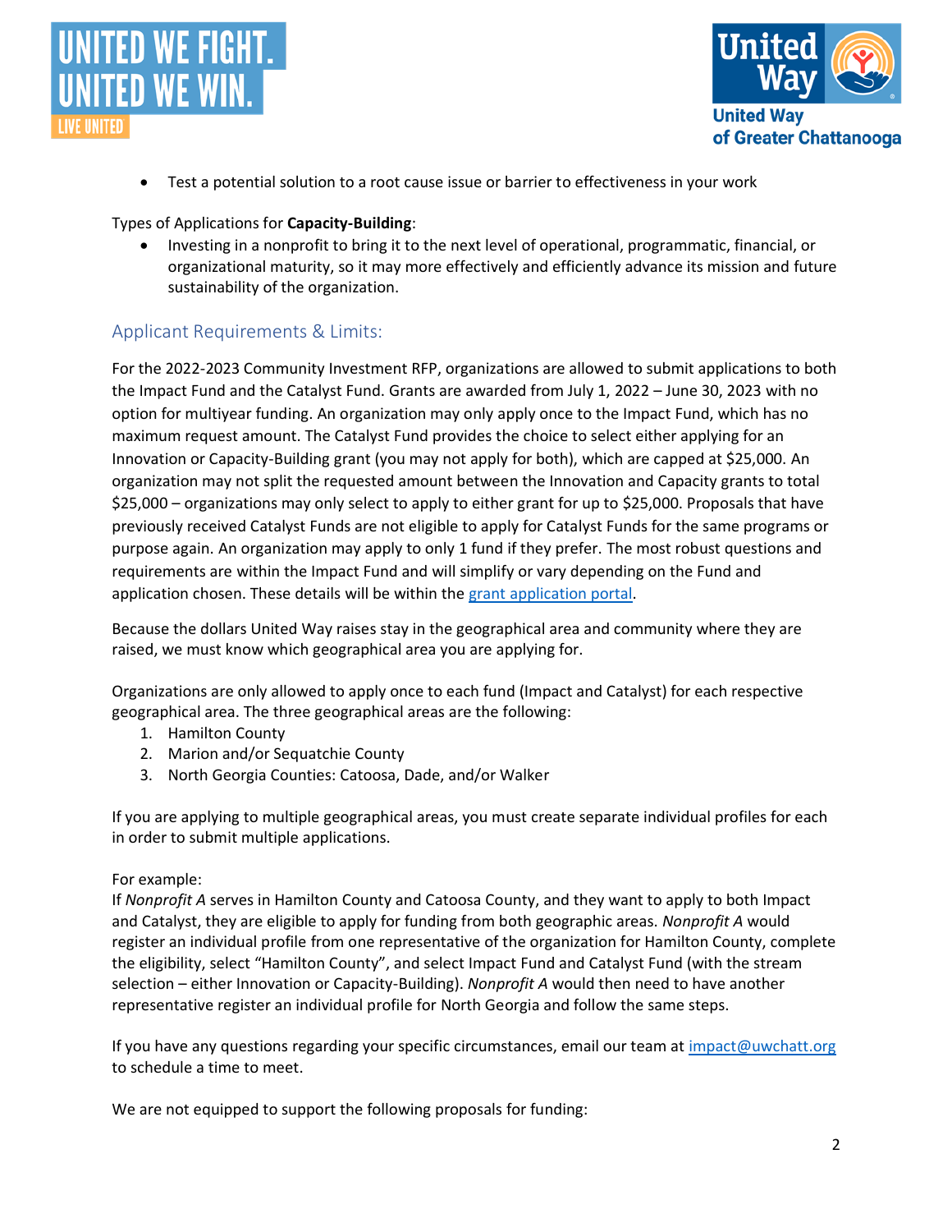- Test a potential solution to a root cause issue or barrier to effectiveness in your work

Types of Applications for **Capacity-Building**:

- Investing in a nonprofit to bring it to the next level of operational, programmatic, financial, or organizational maturity, so it may more effectively and efficiently advance its mission and future sustainability of the organization.

## Applicant Requirements & Limits:

For the 2022-2023 Community Investment RFP, organizations are allowed to submit applications to both the Impact Fund and the Catalyst Fund. Grants are awarded from July 1, 2022 – June 30, 2023 with no option for multiyear funding. An organization may only apply once to the Impact Fund, which has no maximum request amount. The Catalyst Fund provides the choice to select either applying for an Innovation or Capacity-Building grant (you may not apply for both), which are capped at $25,000. An organization may not split the requested amount between the Innovation and Capacity grants to total $25,000 – organizations may only select to apply to either grant for up to $25,000. Proposals that have previously received Catalyst Funds are not eligible to apply for Catalyst Funds for the same programs or purpose again. An organization may apply to only 1 fund if they prefer. The most robust questions and requirements are within the Impact Fund and will simplify or vary depending on the Fund and application chosen. These details will be within the grant application portal.

Because the dollars United Way raises stay in the geographical area and community where they are raised, we must know which geographical area you are applying for.

Organizations are only allowed to apply once to each fund (Impact and Catalyst) for each respective geographical area. The three geographical areas are the following:

1. Hamilton County
2. Marion and/or Sequatchie County
3. North Georgia Counties: Catoosa, Dade, and/or Walker

If you are applying to multiple geographical areas, you must create separate individual profiles for each in order to submit multiple applications.

For example:
If *Nonprofit A* serves in Hamilton County and Catoosa County, and they want to apply to both Impact and Catalyst, they are eligible to apply for funding from both geographic areas. *Nonprofit A* would register an individual profile from one representative of the organization for Hamilton County, complete the eligibility, select "Hamilton County", and select Impact Fund and Catalyst Fund (with the stream selection – either Innovation or Capacity-Building). *Nonprofit A* would then need to have another representative register an individual profile for North Georgia and follow the same steps.

If you have any questions regarding your specific circumstances, email our team at impact@uwchatt.org to schedule a time to meet.

We are not equipped to support the following proposals for funding: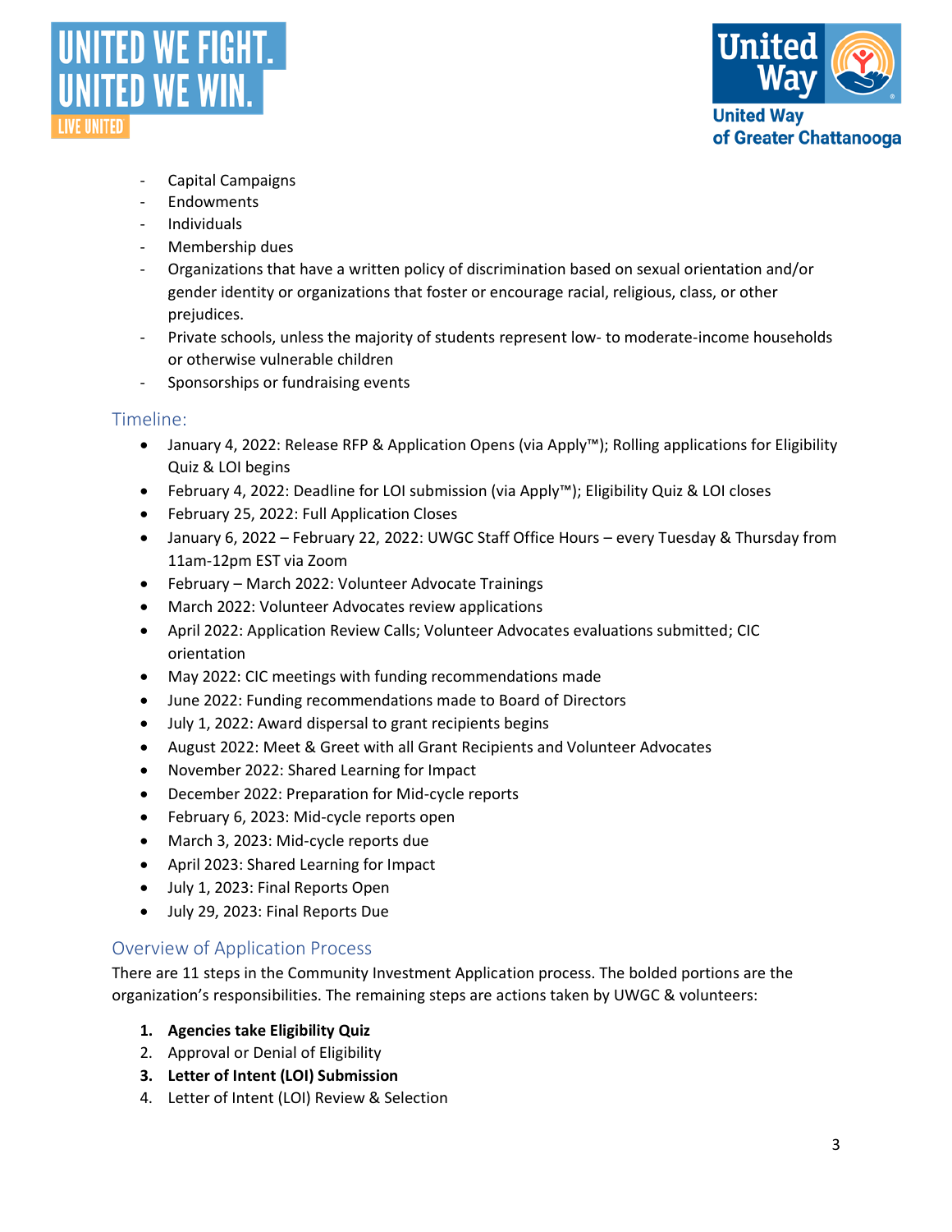- Capital Campaigns
- Endowments
- Individuals
- Membership dues
- Organizations that have a written policy of discrimination based on sexual orientation and/or gender identity or organizations that foster or encourage racial, religious, class, or other prejudices.
- Private schools, unless the majority of students represent low- to moderate-income households or otherwise vulnerable children
- Sponsorships or fundraising events

## Timeline:

- January 4, 2022: Release RFP & Application Opens (via Apply™); Rolling applications for Eligibility Quiz & LOI begins
- February 4, 2022: Deadline for LOI submission (via Apply™); Eligibility Quiz & LOI closes
- February 25, 2022: Full Application Closes
- January 6, 2022 – February 22, 2022: UWGC Staff Office Hours – every Tuesday & Thursday from 11am-12pm EST via Zoom
- February – March 2022: Volunteer Advocate Trainings
- March 2022: Volunteer Advocates review applications
- April 2022: Application Review Calls; Volunteer Advocates evaluations submitted; CIC orientation
- May 2022: CIC meetings with funding recommendations made
- June 2022: Funding recommendations made to Board of Directors
- July 1, 2022: Award dispersal to grant recipients begins
- August 2022: Meet & Greet with all Grant Recipients and Volunteer Advocates
- November 2022: Shared Learning for Impact
- December 2022: Preparation for Mid-cycle reports
- February 6, 2023: Mid-cycle reports open
- March 3, 2023: Mid-cycle reports due
- April 2023: Shared Learning for Impact
- July 1, 2023: Final Reports Open
- July 29, 2023: Final Reports Due

## Overview of Application Process

There are 11 steps in the Community Investment Application process. The bolded portions are the organization's responsibilities. The remaining steps are actions taken by UWGC & volunteers:

1. **Agencies take Eligibility Quiz**
2. Approval or Denial of Eligibility
3. **Letter of Intent (LOI) Submission**
4. Letter of Intent (LOI) Review & Selection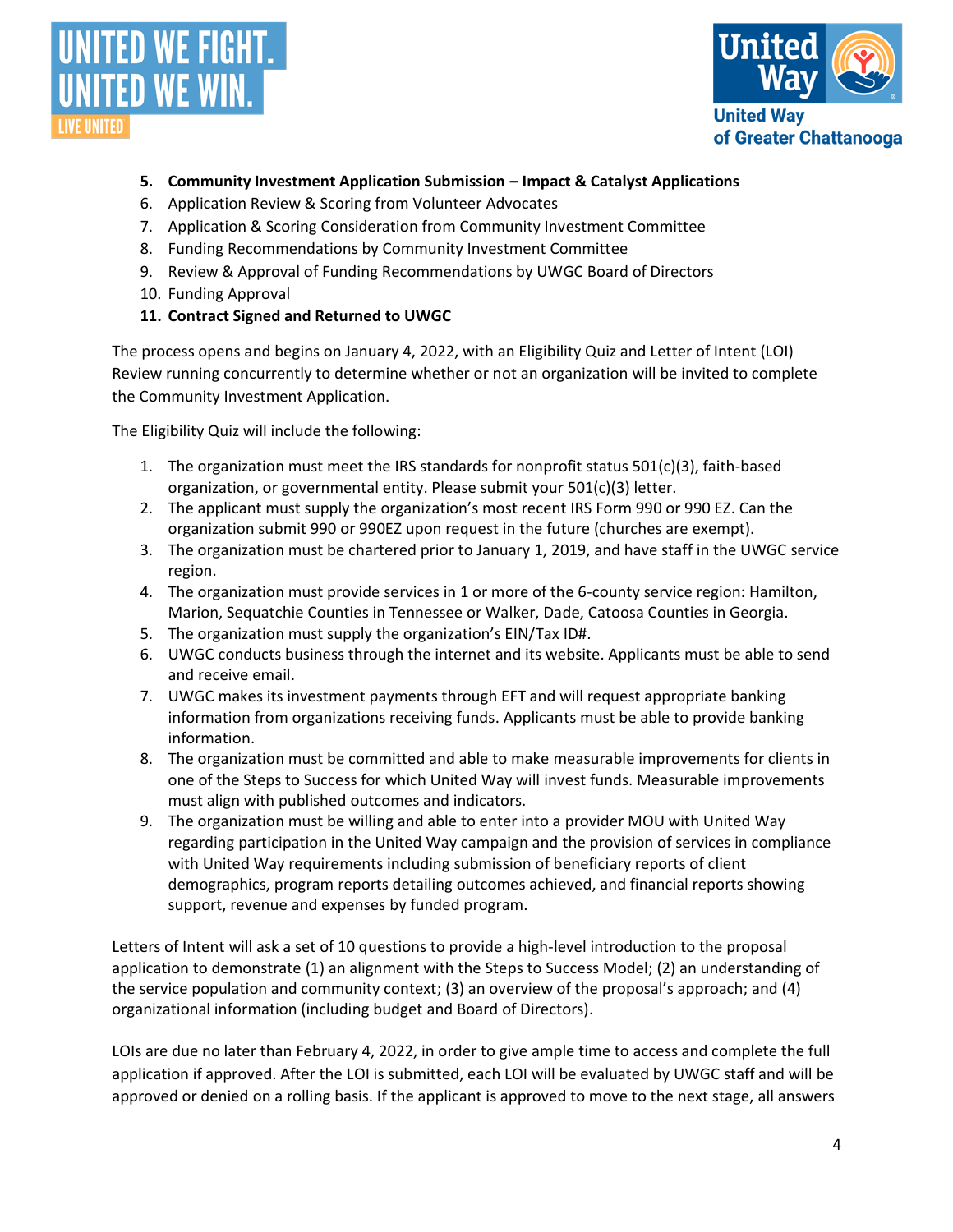5. **Community Investment Application Submission – Impact & Catalyst Applications**
6. Application Review & Scoring from Volunteer Advocates
7. Application & Scoring Consideration from Community Investment Committee
8. Funding Recommendations by Community Investment Committee
9. Review & Approval of Funding Recommendations by UWGC Board of Directors
10. Funding Approval
11. **Contract Signed and Returned to UWGC**

The process opens and begins on January 4, 2022, with an Eligibility Quiz and Letter of Intent (LOI) Review running concurrently to determine whether or not an organization will be invited to complete the Community Investment Application.

The Eligibility Quiz will include the following:

1. The organization must meet the IRS standards for nonprofit status 501(c)(3), faith-based organization, or governmental entity. Please submit your 501(c)(3) letter.
2. The applicant must supply the organization's most recent IRS Form 990 or 990 EZ. Can the organization submit 990 or 990EZ upon request in the future (churches are exempt).
3. The organization must be chartered prior to January 1, 2019, and have staff in the UWGC service region.
4. The organization must provide services in 1 or more of the 6-county service region: Hamilton, Marion, Sequatchie Counties in Tennessee or Walker, Dade, Catoosa Counties in Georgia.
5. The organization must supply the organization's EIN/Tax ID#.
6. UWGC conducts business through the internet and its website. Applicants must be able to send and receive email.
7. UWGC makes its investment payments through EFT and will request appropriate banking information from organizations receiving funds. Applicants must be able to provide banking information.
8. The organization must be committed and able to make measurable improvements for clients in one of the Steps to Success for which United Way will invest funds. Measurable improvements must align with published outcomes and indicators.
9. The organization must be willing and able to enter into a provider MOU with United Way regarding participation in the United Way campaign and the provision of services in compliance with United Way requirements including submission of beneficiary reports of client demographics, program reports detailing outcomes achieved, and financial reports showing support, revenue and expenses by funded program.

Letters of Intent will ask a set of 10 questions to provide a high-level introduction to the proposal application to demonstrate (1) an alignment with the Steps to Success Model; (2) an understanding of the service population and community context; (3) an overview of the proposal's approach; and (4) organizational information (including budget and Board of Directors).

LOIs are due no later than February 4, 2022, in order to give ample time to access and complete the full application if approved. After the LOI is submitted, each LOI will be evaluated by UWGC staff and will be approved or denied on a rolling basis. If the applicant is approved to move to the next stage, all answers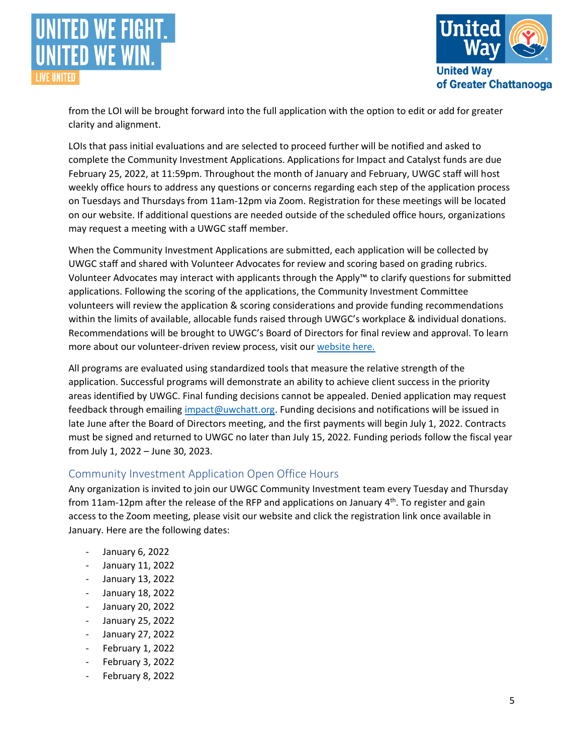from the LOI will be brought forward into the full application with the option to edit or add for greater clarity and alignment.

LOIs that pass initial evaluations and are selected to proceed further will be notified and asked to complete the Community Investment Applications. Applications for Impact and Catalyst funds are due February 25, 2022, at 11:59pm. Throughout the month of January and February, UWGC staff will host weekly office hours to address any questions or concerns regarding each step of the application process on Tuesdays and Thursdays from 11am-12pm via Zoom. Registration for these meetings will be located on our website. If additional questions are needed outside of the scheduled office hours, organizations may request a meeting with a UWGC staff member.

When the Community Investment Applications are submitted, each application will be collected by UWGC staff and shared with Volunteer Advocates for review and scoring based on grading rubrics. Volunteer Advocates may interact with applicants through the Apply™ to clarify questions for submitted applications. Following the scoring of the applications, the Community Investment Committee volunteers will review the application & scoring considerations and provide funding recommendations within the limits of available, allocable funds raised through UWGC's workplace & individual donations. Recommendations will be brought to UWGC's Board of Directors for final review and approval. To learn more about our volunteer-driven review process, visit our [website here.]

All programs are evaluated using standardized tools that measure the relative strength of the application. Successful programs will demonstrate an ability to achieve client success in the priority areas identified by UWGC. Final funding decisions cannot be appealed. Denied application may request feedback through emailing impact@uwchatt.org. Funding decisions and notifications will be issued in late June after the Board of Directors meeting, and the first payments will begin July 1, 2022. Contracts must be signed and returned to UWGC no later than July 15, 2022. Funding periods follow the fiscal year from July 1, 2022 – June 30, 2023.

## Community Investment Application Open Office Hours

Any organization is invited to join our UWGC Community Investment team every Tuesday and Thursday from 11am-12pm after the release of the RFP and applications on January 4th. To register and gain access to the Zoom meeting, please visit our website and click the registration link once available in January. Here are the following dates:

- January 6, 2022
- January 11, 2022
- January 13, 2022
- January 18, 2022
- January 20, 2022
- January 25, 2022
- January 27, 2022
- February 1, 2022
- February 3, 2022
- February 8, 2022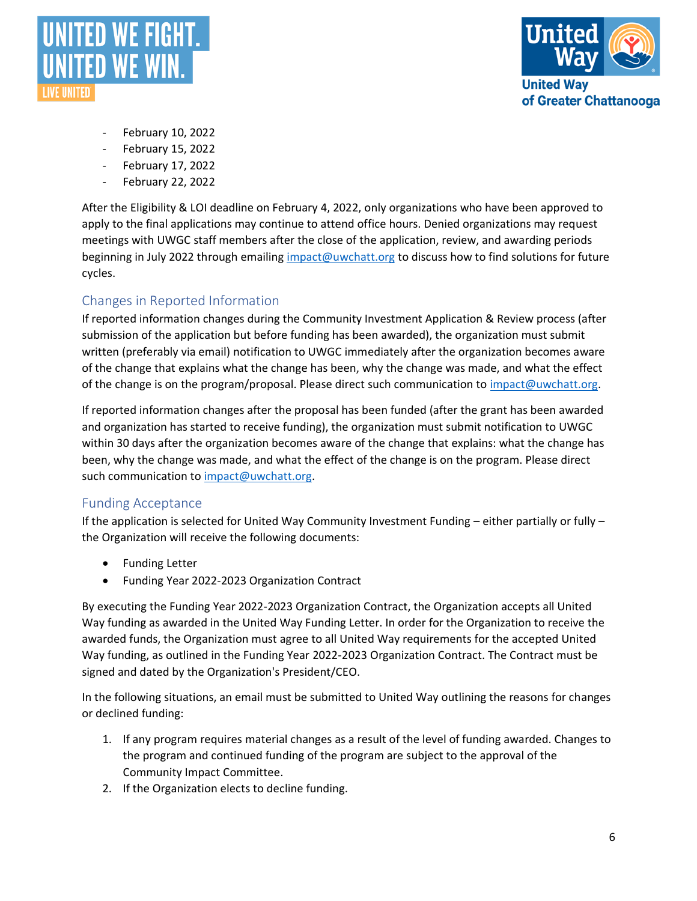- February 10, 2022
- February 15, 2022
- February 17, 2022
- February 22, 2022

After the Eligibility & LOI deadline on February 4, 2022, only organizations who have been approved to apply to the final applications may continue to attend office hours. Denied organizations may request meetings with UWGC staff members after the close of the application, review, and awarding periods beginning in July 2022 through emailing impact@uwchatt.org to discuss how to find solutions for future cycles.

## Changes in Reported Information

If reported information changes during the Community Investment Application & Review process (after submission of the application but before funding has been awarded), the organization must submit written (preferably via email) notification to UWGC immediately after the organization becomes aware of the change that explains what the change has been, why the change was made, and what the effect of the change is on the program/proposal. Please direct such communication to impact@uwchatt.org.

If reported information changes after the proposal has been funded (after the grant has been awarded and organization has started to receive funding), the organization must submit notification to UWGC within 30 days after the organization becomes aware of the change that explains: what the change has been, why the change was made, and what the effect of the change is on the program. Please direct such communication to impact@uwchatt.org.

## Funding Acceptance

If the application is selected for United Way Community Investment Funding – either partially or fully – the Organization will receive the following documents:

- Funding Letter
- Funding Year 2022-2023 Organization Contract

By executing the Funding Year 2022-2023 Organization Contract, the Organization accepts all United Way funding as awarded in the United Way Funding Letter. In order for the Organization to receive the awarded funds, the Organization must agree to all United Way requirements for the accepted United Way funding, as outlined in the Funding Year 2022-2023 Organization Contract. The Contract must be signed and dated by the Organization's President/CEO.

In the following situations, an email must be submitted to United Way outlining the reasons for changes or declined funding:

1. If any program requires material changes as a result of the level of funding awarded. Changes to the program and continued funding of the program are subject to the approval of the Community Impact Committee.
2. If the Organization elects to decline funding.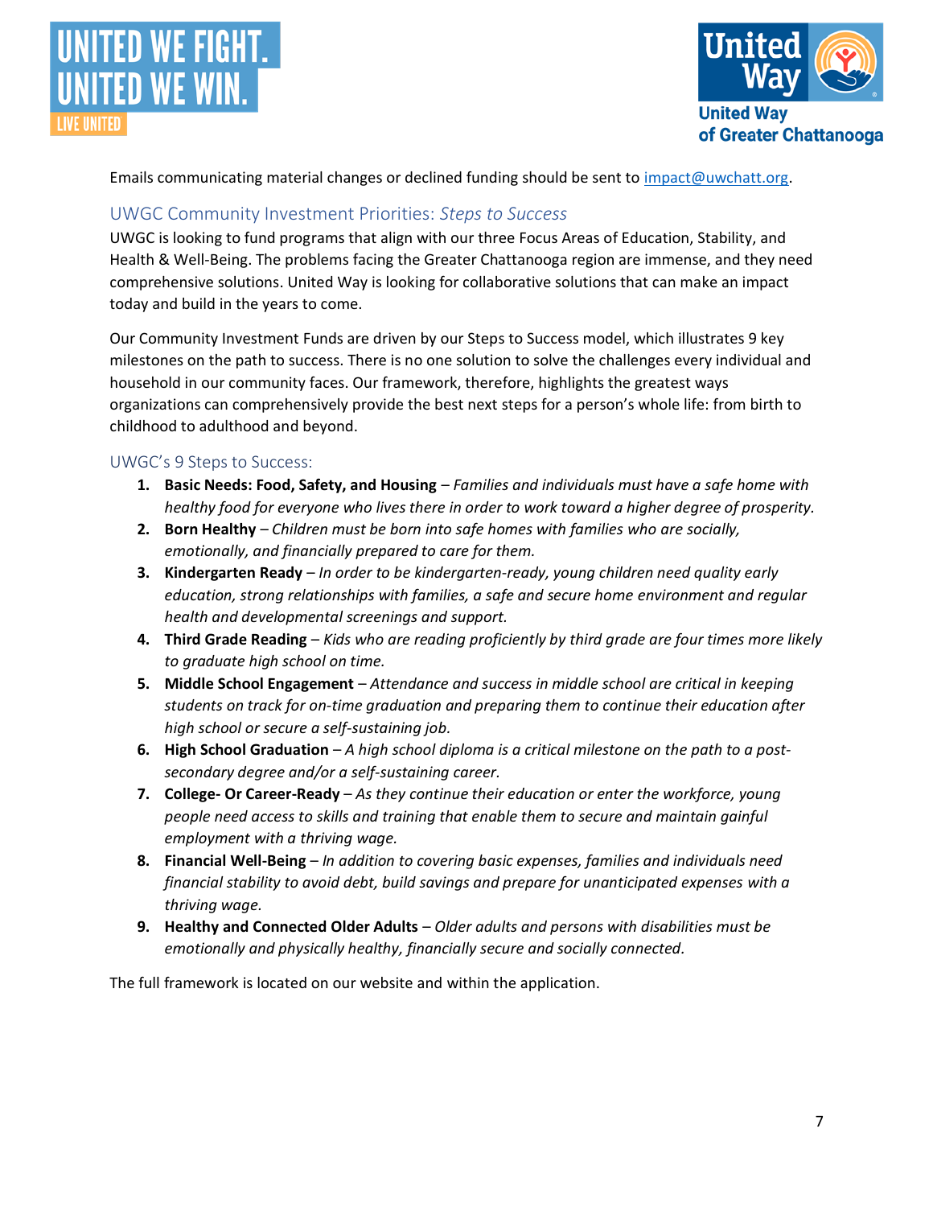Emails communicating material changes or declined funding should be sent to [impact@uwchatt.org](mailto:impact@uwchatt.org).

## UWGC Community Investment Priorities: *Steps to Success*

UWGC is looking to fund programs that align with our three Focus Areas of Education, Stability, and Health & Well-Being. The problems facing the Greater Chattanooga region are immense, and they need comprehensive solutions. United Way is looking for collaborative solutions that can make an impact today and build in the years to come.

Our Community Investment Funds are driven by our Steps to Success model, which illustrates 9 key milestones on the path to success. There is no one solution to solve the challenges every individual and household in our community faces. Our framework, therefore, highlights the greatest ways organizations can comprehensively provide the best next steps for a person's whole life: from birth to childhood to adulthood and beyond.

### UWGC's 9 Steps to Success:

1. **Basic Needs: Food, Safety, and Housing** – *Families and individuals must have a safe home with healthy food for everyone who lives there in order to work toward a higher degree of prosperity.*
2. **Born Healthy** – *Children must be born into safe homes with families who are socially, emotionally, and financially prepared to care for them.*
3. **Kindergarten Ready** – *In order to be kindergarten-ready, young children need quality early education, strong relationships with families, a safe and secure home environment and regular health and developmental screenings and support.*
4. **Third Grade Reading** – *Kids who are reading proficiently by third grade are four times more likely to graduate high school on time.*
5. **Middle School Engagement** – *Attendance and success in middle school are critical in keeping students on track for on-time graduation and preparing them to continue their education after high school or secure a self-sustaining job.*
6. **High School Graduation** – *A high school diploma is a critical milestone on the path to a post-secondary degree and/or a self-sustaining career.*
7. **College- Or Career-Ready** – *As they continue their education or enter the workforce, young people need access to skills and training that enable them to secure and maintain gainful employment with a thriving wage.*
8. **Financial Well-Being** – *In addition to covering basic expenses, families and individuals need financial stability to avoid debt, build savings and prepare for unanticipated expenses with a thriving wage.*
9. **Healthy and Connected Older Adults** – *Older adults and persons with disabilities must be emotionally and physically healthy, financially secure and socially connected.*

The full framework is located on our website and within the application.